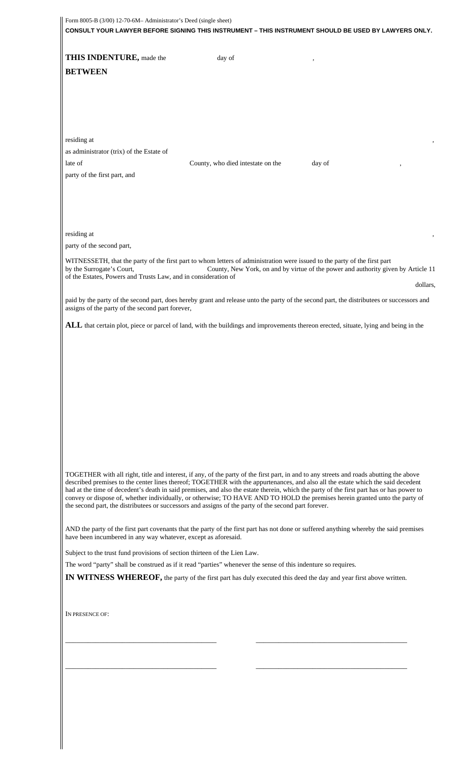Form 8005-B (3/00) 12-70-6M– Administrator's Deed (single sheet)

**CONSULT YOUR LAWYER BEFORE SIGNING THIS INSTRUMENT – THIS INSTRUMENT SHOULD BE USED BY LAWYERS ONLY.**

**THIS INDENTURE,** made the day of ,

**BETWEEN**

residing at ,

as administrator (trix) of the Estate of

late of County, who died intestate on the day of ,

party of the first part, and

residing at ,

party of the second part,

WITNESSETH, that the party of the first part to whom letters of administration were issued to the party of the first part by the Surrogate's Court, County, New York, on and by virtue of the power and authority given by Article 11 of the Estates, Powers and Trusts Law, and in consideration of

dollars,

paid by the party of the second part, does hereby grant and release unto the party of the second part, the distributees or successors and assigns of the party of the second part forever,

**ALL** that certain plot, piece or parcel of land, with the buildings and improvements thereon erected, situate, lying and being in the

TOGETHER with all right, title and interest, if any, of the party of the first part, in and to any streets and roads abutting the above described premises to the center lines thereof; TOGETHER with the appurtenances, and also all the estate which the said decedent had at the time of decedent's death in said premises, and also the estate therein, which the party of the first part has or has power to convey or dispose of, whether individually, or otherwise; TO HAVE AND TO HOLD the premises herein granted unto the party of the second part, the distributees or successors and assigns of the party of the second part forever.

AND the party of the first part covenants that the party of the first part has not done or suffered anything whereby the said premises have been incumbered in any way whatever, except as aforesaid.

Subject to the trust fund provisions of section thirteen of the Lien Law.

The word "party" shall be construed as if it read "parties" whenever the sense of this indenture so requires.

**IN WITNESS WHEREOF,** the party of the first part has duly executed this deed the day and year first above written.

IN PRESENCE OF:

\_\_\_\_\_\_\_\_\_\_\_\_\_\_\_\_\_\_\_\_\_\_\_\_\_\_\_\_\_\_\_\_\_\_\_\_\_\_\_\_\_ \_\_\_\_\_\_\_\_\_\_\_\_\_\_\_\_\_\_\_\_\_\_\_\_\_\_\_\_\_\_\_\_\_\_\_\_\_\_\_\_\_

\_\_\_\_\_\_\_\_\_\_\_\_\_\_\_\_\_\_\_\_\_\_\_\_\_\_\_\_\_\_\_\_\_\_\_\_\_\_\_\_\_ \_\_\_\_\_\_\_\_\_\_\_\_\_\_\_\_\_\_\_\_\_\_\_\_\_\_\_\_\_\_\_\_\_\_\_\_\_\_\_\_\_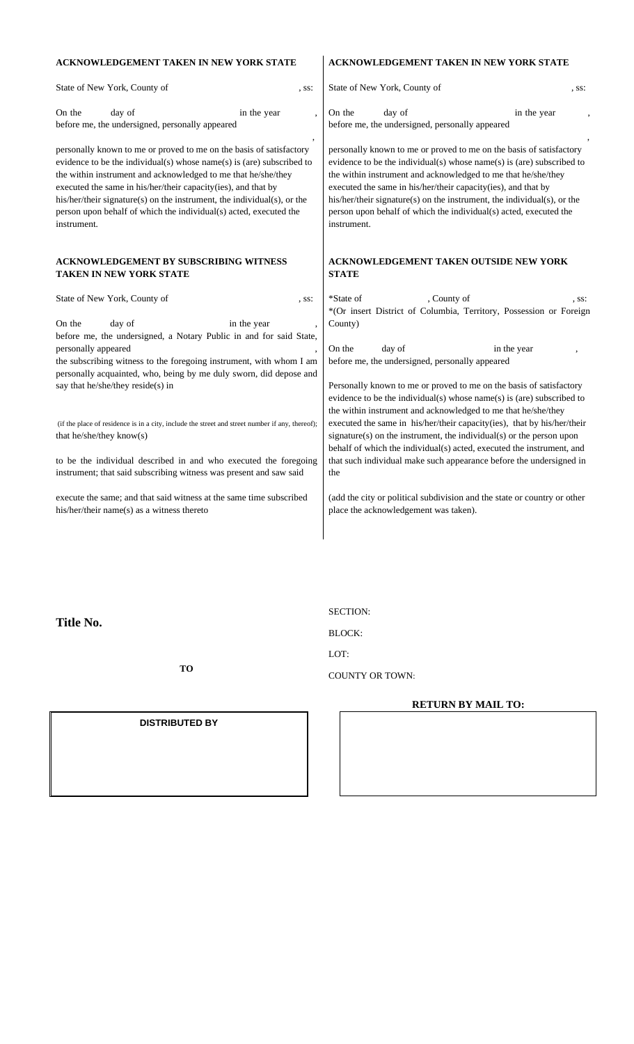**ACKNOWLEDGEMENT TAKEN IN NEW YORK STATE**

State of New York, County of , ss:

On the day of in the year ,
before me, the undersigned, personally appeared

,

personally known to me or proved to me on the basis of satisfactory evidence to be the individual(s) whose name(s) is (are) subscribed to the within instrument and acknowledged to me that he/she/they executed the same in his/her/their capacity(ies), and that by his/her/their signature(s) on the instrument, the individual(s), or the person upon behalf of which the individual(s) acted, executed the instrument.

**ACKNOWLEDGEMENT BY SUBSCRIBING WITNESS TAKEN IN NEW YORK STATE**

State of New York, County of , ss:

On the day of in the year ,
before me, the undersigned, a Notary Public in and for said State, personally appeared ,
the subscribing witness to the foregoing instrument, with whom I am personally acquainted, who, being by me duly sworn, did depose and say that he/she/they reside(s) in

(if the place of residence is in a city, include the street and street number if any, thereof);
that he/she/they know(s)

to be the individual described in and who executed the foregoing instrument; that said subscribing witness was present and saw said

execute the same; and that said witness at the same time subscribed his/her/their name(s) as a witness thereto

**ACKNOWLEDGEMENT TAKEN IN NEW YORK STATE**

State of New York, County of , ss:

On the day of in the year ,
before me, the undersigned, personally appeared

,

personally known to me or proved to me on the basis of satisfactory evidence to be the individual(s) whose name(s) is (are) subscribed to the within instrument and acknowledged to me that he/she/they executed the same in his/her/their capacity(ies), and that by his/her/their signature(s) on the instrument, the individual(s), or the person upon behalf of which the individual(s) acted, executed the instrument.

**ACKNOWLEDGEMENT TAKEN OUTSIDE NEW YORK STATE**

*State of , County of , ss:
*(Or insert District of Columbia, Territory, Possession or Foreign County)

On the day of in the year ,
before me, the undersigned, personally appeared

Personally known to me or proved to me on the basis of satisfactory evidence to be the individual(s) whose name(s) is (are) subscribed to the within instrument and acknowledged to me that he/she/they executed the same in his/her/their capacity(ies), that by his/her/their signature(s) on the instrument, the individual(s) or the person upon behalf of which the individual(s) acted, executed the instrument, and that such individual make such appearance before the undersigned in the

(add the city or political subdivision and the state or country or other place the acknowledgement was taken).

**Title No.**

**TO**

SECTION:

BLOCK:

LOT:

COUNTY OR TOWN:

**DISTRIBUTED BY**

**RETURN BY MAIL TO:**